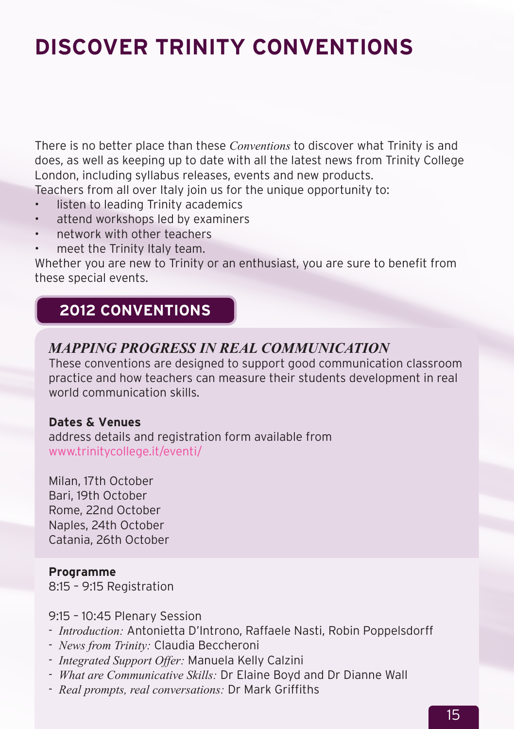# DISCOVER TRINITY CONVENTIONS

There is no better place than these *Conventions* to discover what Trinity is and does, as well as keeping up to date with all the latest news from Trinity College London, including syllabus releases, events and new products.
Teachers from all over Italy join us for the unique opportunity to:

- listen to leading Trinity academics
- attend workshops led by examiners
- network with other teachers
- meet the Trinity Italy team.

Whether you are new to Trinity or an enthusiast, you are sure to benefit from these special events.

## 2012 CONVENTIONS

### *MAPPING PROGRESS IN REAL COMMUNICATION*

These conventions are designed to support good communication classroom practice and how teachers can measure their students development in real world communication skills.

**Dates & Venues**
address details and registration form available from
www.trinitycollege.it/eventi/

Milan, 17th October
Bari, 19th October
Rome, 22nd October
Naples, 24th October
Catania, 26th October

**Programme**
8:15 – 9:15 Registration

9:15 – 10:45 Plenary Session

- *Introduction:* Antonietta D'Introno, Raffaele Nasti, Robin Poppelsdorff
- *News from Trinity:* Claudia Beccheroni
- *Integrated Support Offer:* Manuela Kelly Calzini
- *What are Communicative Skills:* Dr Elaine Boyd and Dr Dianne Wall
- *Real prompts, real conversations:* Dr Mark Griffiths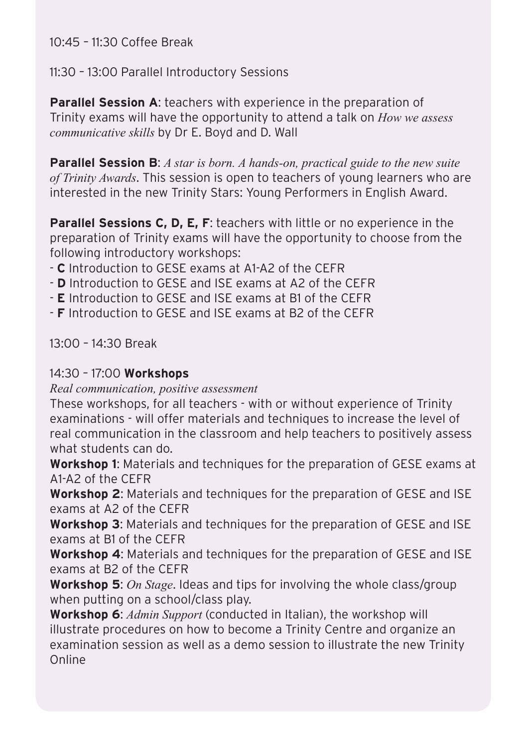10:45 – 11:30 Coffee Break

11:30 – 13:00 Parallel Introductory Sessions

**Parallel Session A**: teachers with experience in the preparation of Trinity exams will have the opportunity to attend a talk on *How we assess communicative skills* by Dr E. Boyd and D. Wall

**Parallel Session B**: *A star is born. A hands-on, practical guide to the new suite of Trinity Awards*. This session is open to teachers of young learners who are interested in the new Trinity Stars: Young Performers in English Award.

**Parallel Sessions C, D, E, F**: teachers with little or no experience in the preparation of Trinity exams will have the opportunity to choose from the following introductory workshops:

- **C** Introduction to GESE exams at A1-A2 of the CEFR
- **D** Introduction to GESE and ISE exams at A2 of the CEFR
- **E** Introduction to GESE and ISE exams at B1 of the CEFR
- **F** Introduction to GESE and ISE exams at B2 of the CEFR

13:00 – 14:30 Break

14:30 – 17:00 **Workshops**

*Real communication, positive assessment*

These workshops, for all teachers - with or without experience of Trinity examinations - will offer materials and techniques to increase the level of real communication in the classroom and help teachers to positively assess what students can do.

**Workshop 1**: Materials and techniques for the preparation of GESE exams at A1-A2 of the CEFR

**Workshop 2**: Materials and techniques for the preparation of GESE and ISE exams at A2 of the CEFR

**Workshop 3**: Materials and techniques for the preparation of GESE and ISE exams at B1 of the CEFR

**Workshop 4**: Materials and techniques for the preparation of GESE and ISE exams at B2 of the CEFR

**Workshop 5**: *On Stage*. Ideas and tips for involving the whole class/group when putting on a school/class play.

**Workshop 6**: *Admin Support* (conducted in Italian), the workshop will illustrate procedures on how to become a Trinity Centre and organize an examination session as well as a demo session to illustrate the new Trinity Online